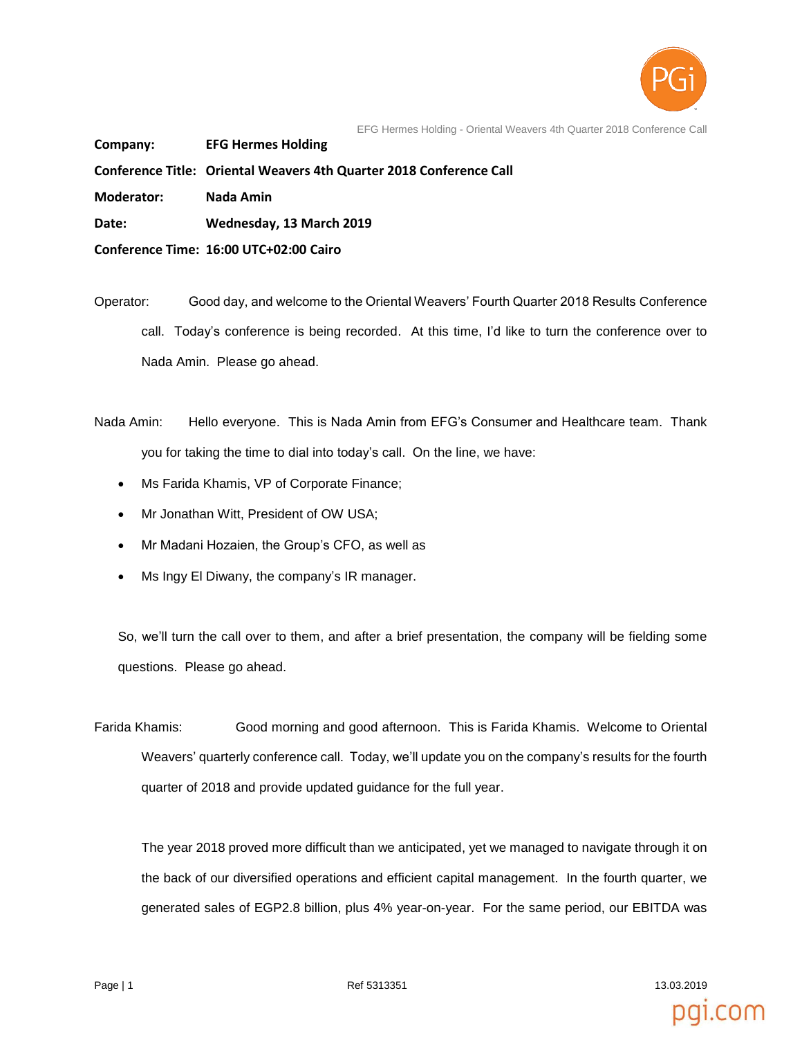**Company:** EFG Hermes Holding

**Conference Title:** Oriental Weavers 4th Quarter 2018 Conference Call

**Moderator:** Nada Amin

**Date:** Wednesday, 13 March 2019

**Conference Time:** 16:00 UTC+02:00 Cairo

Operator: Good day, and welcome to the Oriental Weavers' Fourth Quarter 2018 Results Conference call. Today's conference is being recorded. At this time, I'd like to turn the conference over to Nada Amin. Please go ahead.

Nada Amin: Hello everyone. This is Nada Amin from EFG's Consumer and Healthcare team. Thank you for taking the time to dial into today's call. On the line, we have:

- Ms Farida Khamis, VP of Corporate Finance;
- Mr Jonathan Witt, President of OW USA;
- Mr Madani Hozaien, the Group's CFO, as well as
- Ms Ingy El Diwany, the company's IR manager.

So, we'll turn the call over to them, and after a brief presentation, the company will be fielding some questions. Please go ahead.

Farida Khamis: Good morning and good afternoon. This is Farida Khamis. Welcome to Oriental Weavers' quarterly conference call. Today, we'll update you on the company's results for the fourth quarter of 2018 and provide updated guidance for the full year.

The year 2018 proved more difficult than we anticipated, yet we managed to navigate through it on the back of our diversified operations and efficient capital management. In the fourth quarter, we generated sales of EGP2.8 billion, plus 4% year-on-year. For the same period, our EBITDA was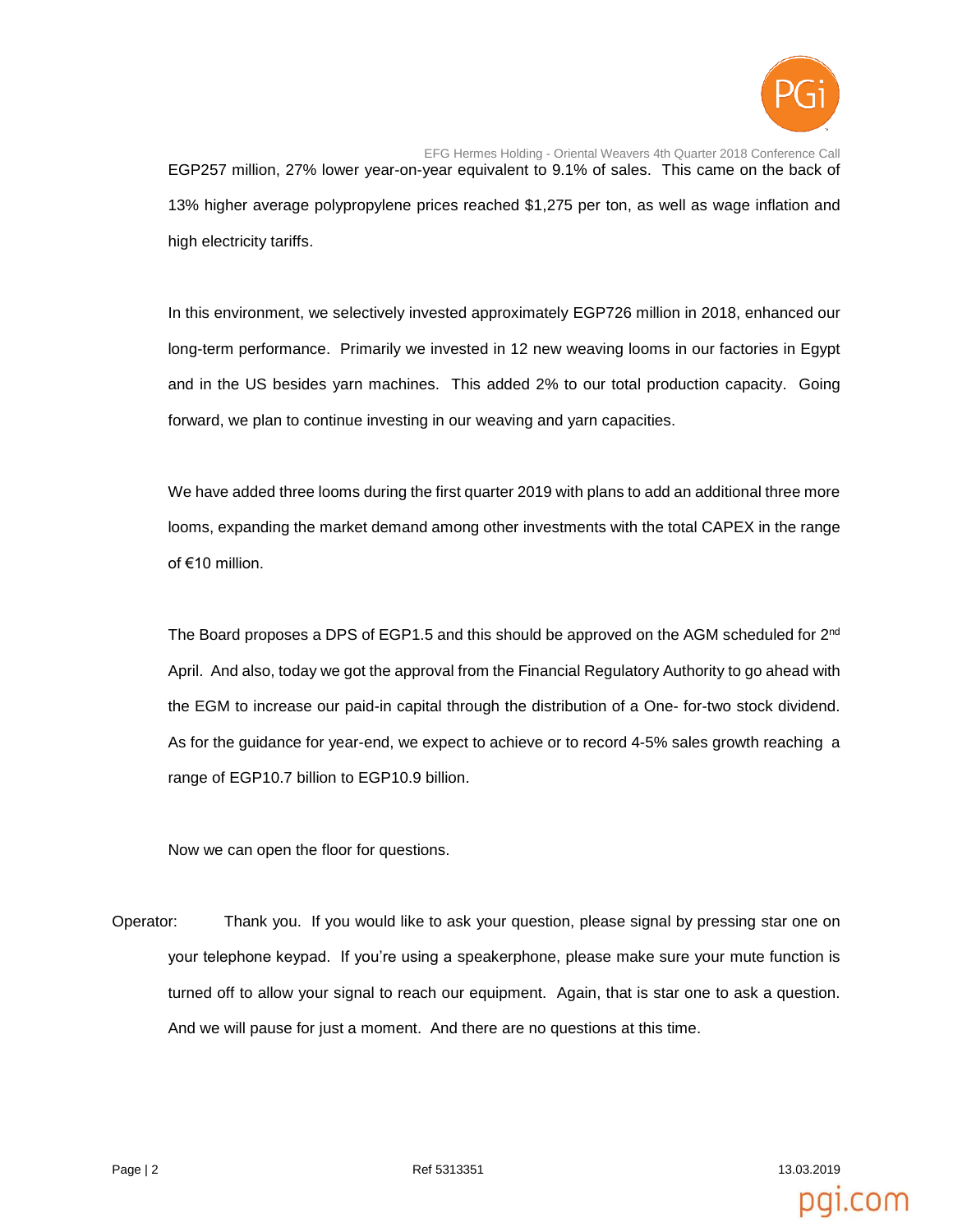EGP257 million, 27% lower year-on-year equivalent to 9.1% of sales. This came on the back of 13% higher average polypropylene prices reached $1,275 per ton, as well as wage inflation and high electricity tariffs.

In this environment, we selectively invested approximately EGP726 million in 2018, enhanced our long-term performance. Primarily we invested in 12 new weaving looms in our factories in Egypt and in the US besides yarn machines. This added 2% to our total production capacity. Going forward, we plan to continue investing in our weaving and yarn capacities.

We have added three looms during the first quarter 2019 with plans to add an additional three more looms, expanding the market demand among other investments with the total CAPEX in the range of €10 million.

The Board proposes a DPS of EGP1.5 and this should be approved on the AGM scheduled for 2nd April. And also, today we got the approval from the Financial Regulatory Authority to go ahead with the EGM to increase our paid-in capital through the distribution of a One- for-two stock dividend. As for the guidance for year-end, we expect to achieve or to record 4-5% sales growth reaching a range of EGP10.7 billion to EGP10.9 billion.

Now we can open the floor for questions.

Operator: Thank you. If you would like to ask your question, please signal by pressing star one on your telephone keypad. If you're using a speakerphone, please make sure your mute function is turned off to allow your signal to reach our equipment. Again, that is star one to ask a question. And we will pause for just a moment. And there are no questions at this time.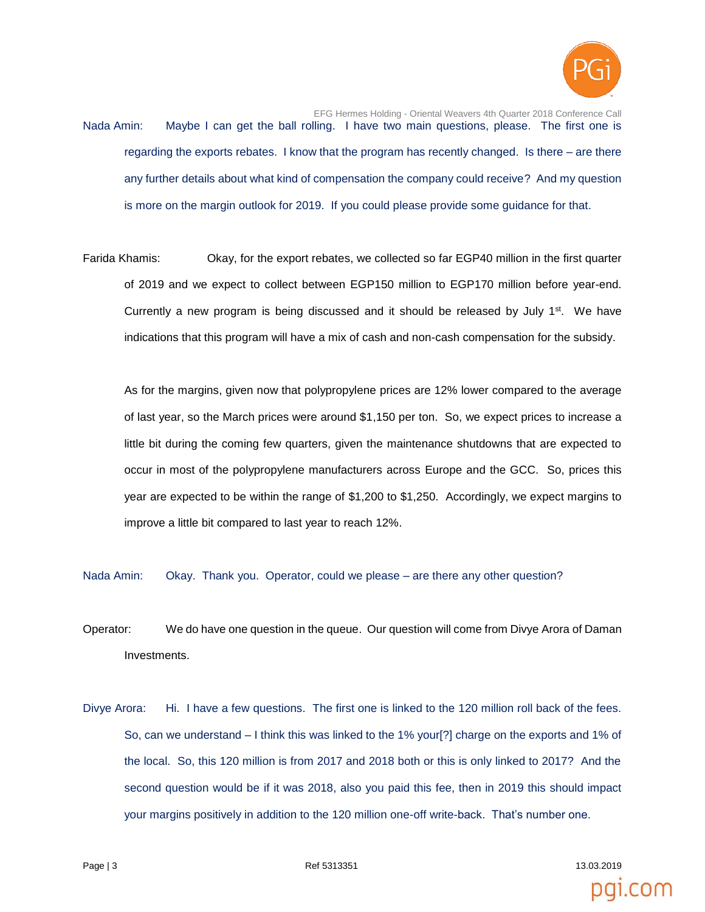Nada Amin: Maybe I can get the ball rolling. I have two main questions, please. The first one is regarding the exports rebates. I know that the program has recently changed. Is there – are there any further details about what kind of compensation the company could receive? And my question is more on the margin outlook for 2019. If you could please provide some guidance for that.

Farida Khamis: Okay, for the export rebates, we collected so far EGP40 million in the first quarter of 2019 and we expect to collect between EGP150 million to EGP170 million before year-end. Currently a new program is being discussed and it should be released by July 1st. We have indications that this program will have a mix of cash and non-cash compensation for the subsidy.

As for the margins, given now that polypropylene prices are 12% lower compared to the average of last year, so the March prices were around $1,150 per ton. So, we expect prices to increase a little bit during the coming few quarters, given the maintenance shutdowns that are expected to occur in most of the polypropylene manufacturers across Europe and the GCC. So, prices this year are expected to be within the range of $1,200 to $1,250. Accordingly, we expect margins to improve a little bit compared to last year to reach 12%.

Nada Amin: Okay. Thank you. Operator, could we please – are there any other question?

Operator: We do have one question in the queue. Our question will come from Divye Arora of Daman Investments.

Divye Arora: Hi. I have a few questions. The first one is linked to the 120 million roll back of the fees. So, can we understand – I think this was linked to the 1% your[?] charge on the exports and 1% of the local. So, this 120 million is from 2017 and 2018 both or this is only linked to 2017? And the second question would be if it was 2018, also you paid this fee, then in 2019 this should impact your margins positively in addition to the 120 million one-off write-back. That's number one.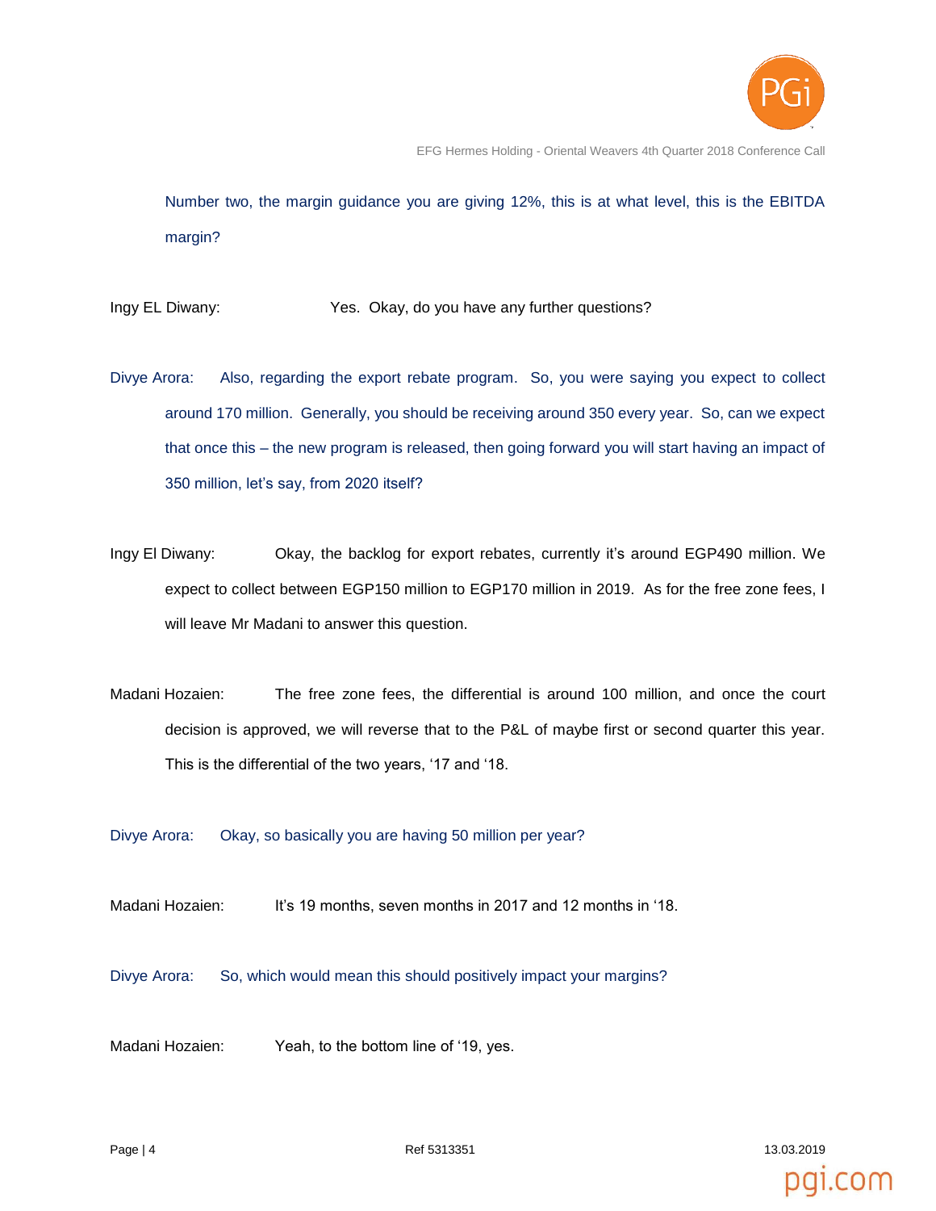Number two, the margin guidance you are giving 12%, this is at what level, this is the EBITDA margin?

Ingy EL Diwany: Yes. Okay, do you have any further questions?

Divye Arora: Also, regarding the export rebate program. So, you were saying you expect to collect around 170 million. Generally, you should be receiving around 350 every year. So, can we expect that once this – the new program is released, then going forward you will start having an impact of 350 million, let's say, from 2020 itself?

Ingy El Diwany: Okay, the backlog for export rebates, currently it's around EGP490 million. We expect to collect between EGP150 million to EGP170 million in 2019. As for the free zone fees, I will leave Mr Madani to answer this question.

Madani Hozaien: The free zone fees, the differential is around 100 million, and once the court decision is approved, we will reverse that to the P&L of maybe first or second quarter this year. This is the differential of the two years, '17 and '18.

Divye Arora: Okay, so basically you are having 50 million per year?

Madani Hozaien: It's 19 months, seven months in 2017 and 12 months in '18.

Divye Arora: So, which would mean this should positively impact your margins?

Madani Hozaien: Yeah, to the bottom line of '19, yes.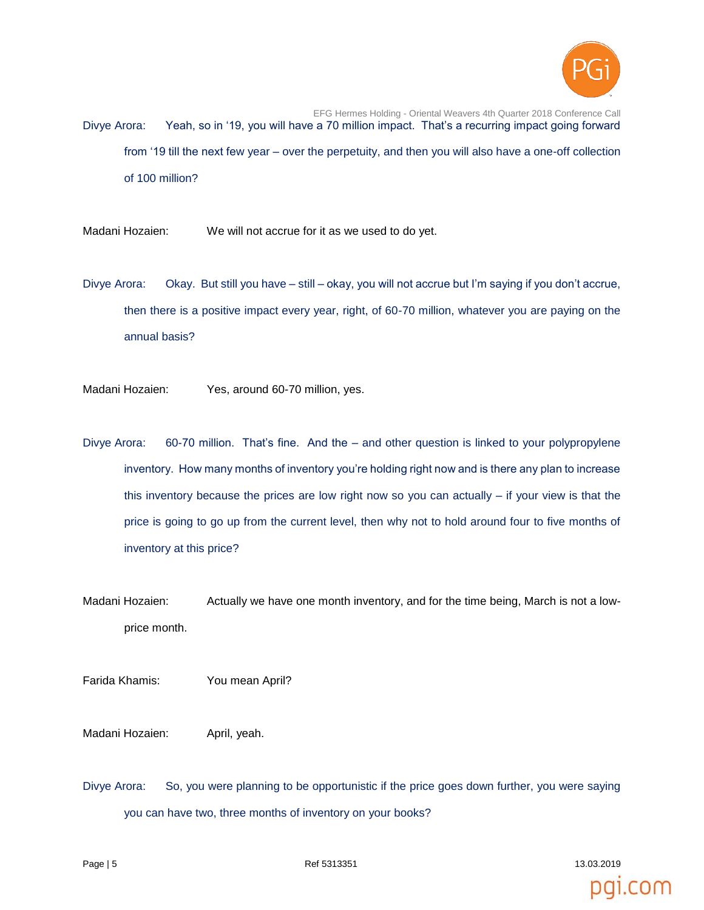Divye Arora: Yeah, so in '19, you will have a 70 million impact. That's a recurring impact going forward from '19 till the next few year – over the perpetuity, and then you will also have a one-off collection of 100 million?

Madani Hozaien: We will not accrue for it as we used to do yet.

Divye Arora: Okay. But still you have – still – okay, you will not accrue but I'm saying if you don't accrue, then there is a positive impact every year, right, of 60-70 million, whatever you are paying on the annual basis?

Madani Hozaien: Yes, around 60-70 million, yes.

Divye Arora: 60-70 million. That's fine. And the – and other question is linked to your polypropylene inventory. How many months of inventory you're holding right now and is there any plan to increase this inventory because the prices are low right now so you can actually – if your view is that the price is going to go up from the current level, then why not to hold around four to five months of inventory at this price?

Madani Hozaien: Actually we have one month inventory, and for the time being, March is not a low-price month.

Farida Khamis: You mean April?

Madani Hozaien: April, yeah.

Divye Arora: So, you were planning to be opportunistic if the price goes down further, you were saying you can have two, three months of inventory on your books?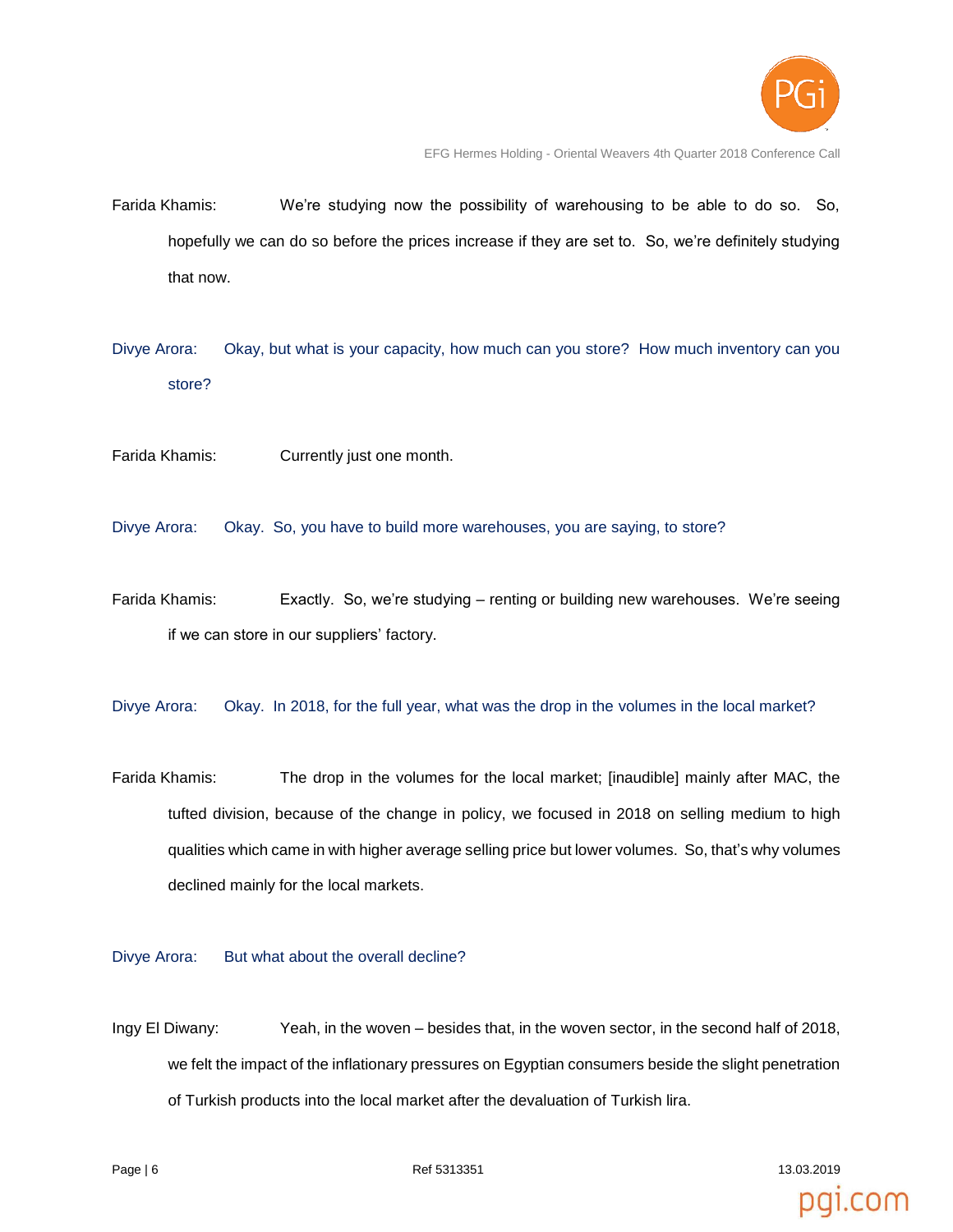Farida Khamis: We're studying now the possibility of warehousing to be able to do so. So, hopefully we can do so before the prices increase if they are set to. So, we're definitely studying that now.

Divye Arora: Okay, but what is your capacity, how much can you store? How much inventory can you store?

Farida Khamis: Currently just one month.

Divye Arora: Okay. So, you have to build more warehouses, you are saying, to store?

Farida Khamis: Exactly. So, we're studying – renting or building new warehouses. We're seeing if we can store in our suppliers' factory.

Divye Arora: Okay. In 2018, for the full year, what was the drop in the volumes in the local market?

Farida Khamis: The drop in the volumes for the local market; [inaudible] mainly after MAC, the tufted division, because of the change in policy, we focused in 2018 on selling medium to high qualities which came in with higher average selling price but lower volumes. So, that's why volumes declined mainly for the local markets.

Divye Arora: But what about the overall decline?

Ingy El Diwany: Yeah, in the woven – besides that, in the woven sector, in the second half of 2018, we felt the impact of the inflationary pressures on Egyptian consumers beside the slight penetration of Turkish products into the local market after the devaluation of Turkish lira.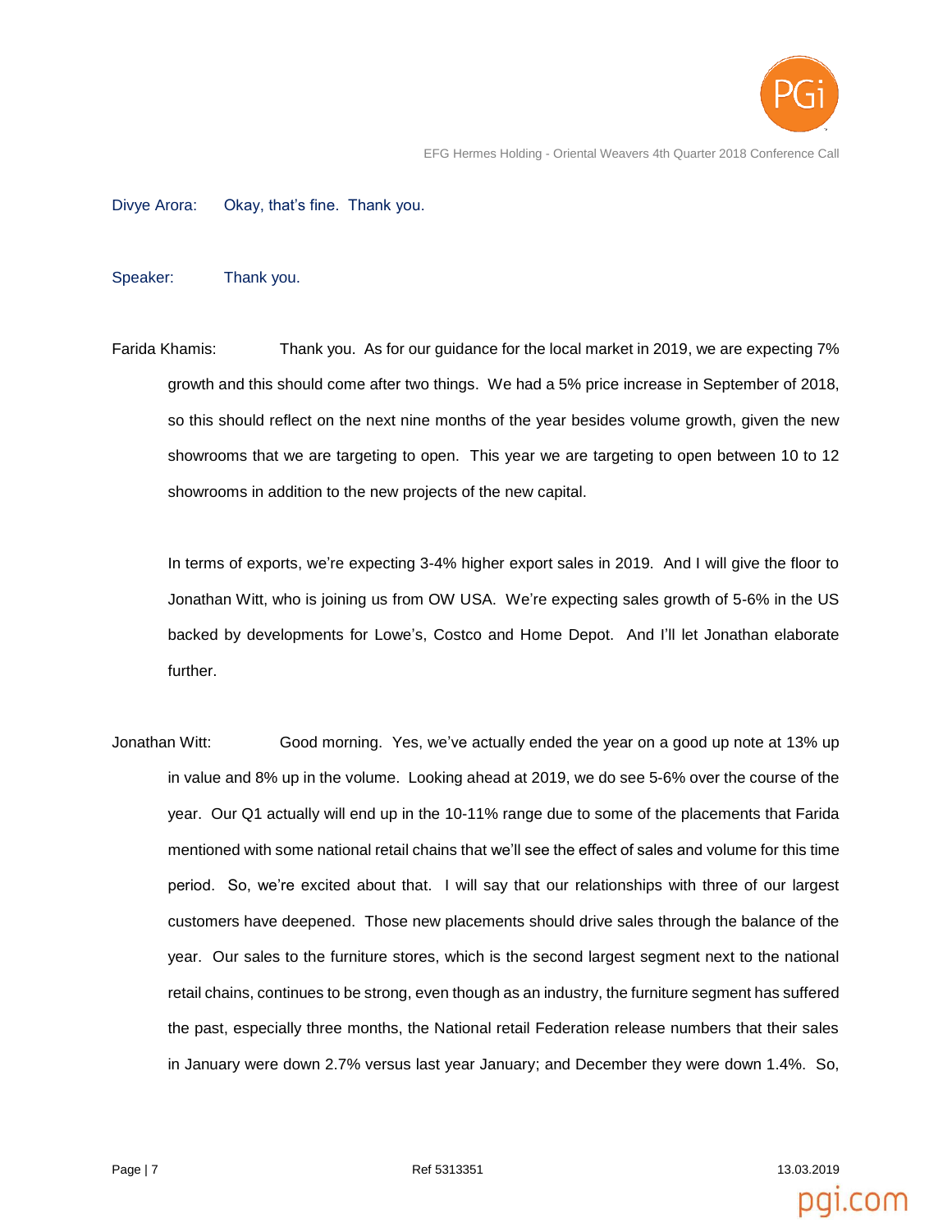Divye Arora: Okay, that's fine. Thank you.

Speaker: Thank you.

Farida Khamis: Thank you. As for our guidance for the local market in 2019, we are expecting 7% growth and this should come after two things. We had a 5% price increase in September of 2018, so this should reflect on the next nine months of the year besides volume growth, given the new showrooms that we are targeting to open. This year we are targeting to open between 10 to 12 showrooms in addition to the new projects of the new capital.

In terms of exports, we're expecting 3-4% higher export sales in 2019. And I will give the floor to Jonathan Witt, who is joining us from OW USA. We're expecting sales growth of 5-6% in the US backed by developments for Lowe's, Costco and Home Depot. And I'll let Jonathan elaborate further.

Jonathan Witt: Good morning. Yes, we've actually ended the year on a good up note at 13% up in value and 8% up in the volume. Looking ahead at 2019, we do see 5-6% over the course of the year. Our Q1 actually will end up in the 10-11% range due to some of the placements that Farida mentioned with some national retail chains that we'll see the effect of sales and volume for this time period. So, we're excited about that. I will say that our relationships with three of our largest customers have deepened. Those new placements should drive sales through the balance of the year. Our sales to the furniture stores, which is the second largest segment next to the national retail chains, continues to be strong, even though as an industry, the furniture segment has suffered the past, especially three months, the National retail Federation release numbers that their sales in January were down 2.7% versus last year January; and December they were down 1.4%. So,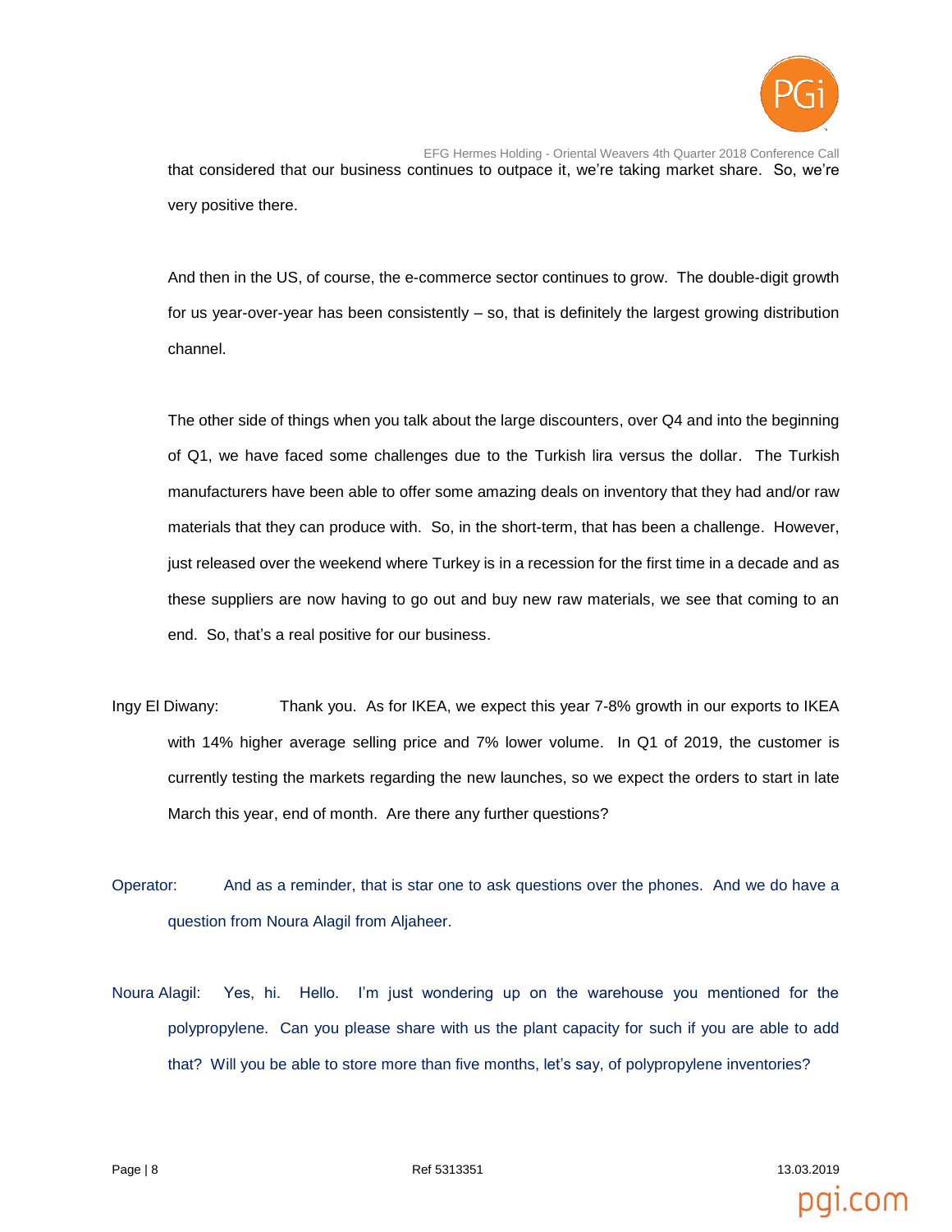that considered that our business continues to outpace it, we're taking market share. So, we're very positive there.

And then in the US, of course, the e-commerce sector continues to grow. The double-digit growth for us year-over-year has been consistently – so, that is definitely the largest growing distribution channel.

The other side of things when you talk about the large discounters, over Q4 and into the beginning of Q1, we have faced some challenges due to the Turkish lira versus the dollar. The Turkish manufacturers have been able to offer some amazing deals on inventory that they had and/or raw materials that they can produce with. So, in the short-term, that has been a challenge. However, just released over the weekend where Turkey is in a recession for the first time in a decade and as these suppliers are now having to go out and buy new raw materials, we see that coming to an end. So, that's a real positive for our business.

Ingy El Diwany: Thank you. As for IKEA, we expect this year 7-8% growth in our exports to IKEA with 14% higher average selling price and 7% lower volume. In Q1 of 2019, the customer is currently testing the markets regarding the new launches, so we expect the orders to start in late March this year, end of month. Are there any further questions?

Operator: And as a reminder, that is star one to ask questions over the phones. And we do have a question from Noura Alagil from Aljaheer.

Noura Alagil: Yes, hi. Hello. I'm just wondering up on the warehouse you mentioned for the polypropylene. Can you please share with us the plant capacity for such if you are able to add that? Will you be able to store more than five months, let's say, of polypropylene inventories?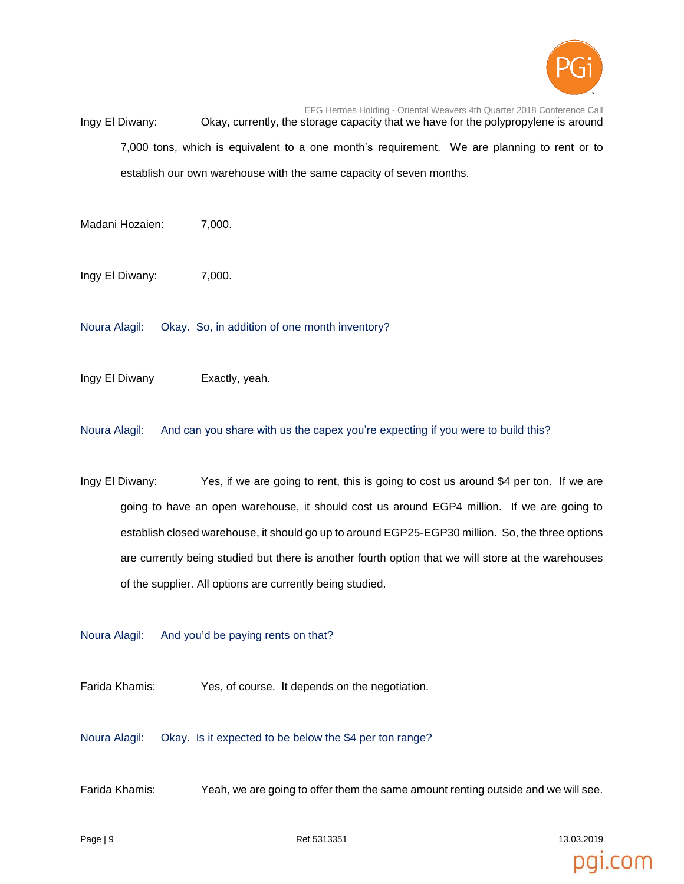Ingy El Diwany: Okay, currently, the storage capacity that we have for the polypropylene is around 7,000 tons, which is equivalent to a one month's requirement. We are planning to rent or to establish our own warehouse with the same capacity of seven months.

Madani Hozaien: 7,000.

Ingy El Diwany: 7,000.

Noura Alagil: Okay. So, in addition of one month inventory?

Ingy El Diwany Exactly, yeah.

Noura Alagil: And can you share with us the capex you're expecting if you were to build this?

Ingy El Diwany: Yes, if we are going to rent, this is going to cost us around $4 per ton. If we are going to have an open warehouse, it should cost us around EGP4 million. If we are going to establish closed warehouse, it should go up to around EGP25-EGP30 million. So, the three options are currently being studied but there is another fourth option that we will store at the warehouses of the supplier. All options are currently being studied.

Noura Alagil: And you'd be paying rents on that?

Farida Khamis: Yes, of course. It depends on the negotiation.

Noura Alagil: Okay. Is it expected to be below the $4 per ton range?

Farida Khamis: Yeah, we are going to offer them the same amount renting outside and we will see.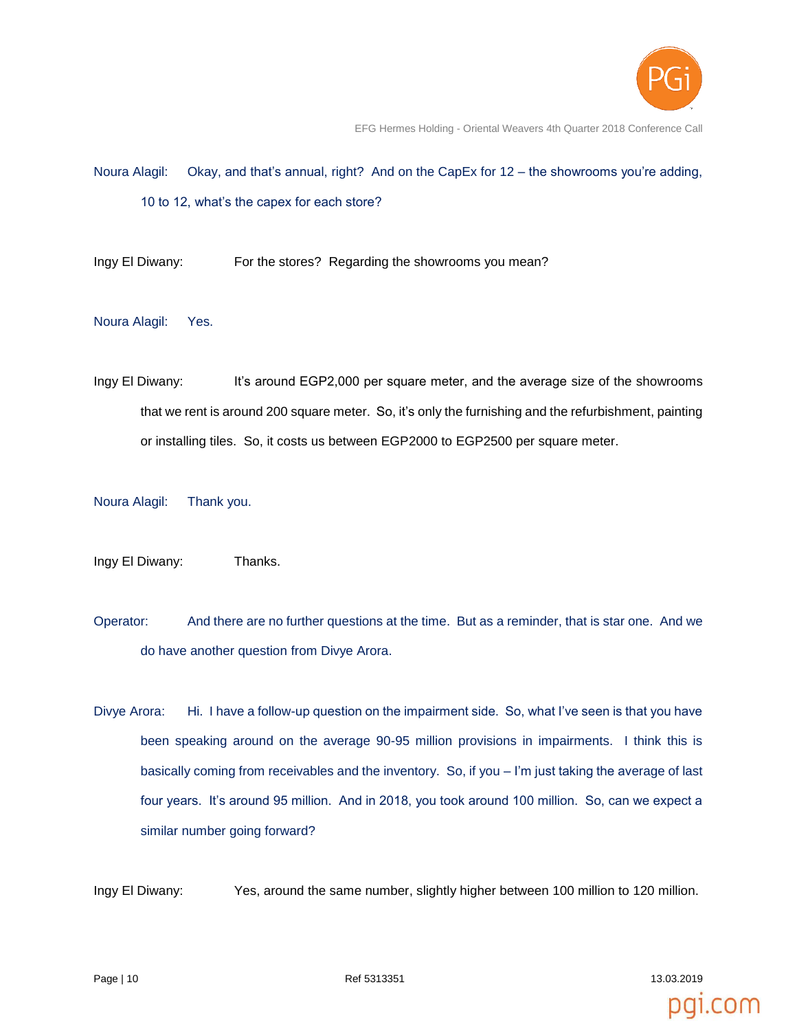Noura Alagil: Okay, and that's annual, right? And on the CapEx for 12 – the showrooms you're adding, 10 to 12, what's the capex for each store?

Ingy El Diwany: For the stores? Regarding the showrooms you mean?

Noura Alagil: Yes.

Ingy El Diwany: It's around EGP2,000 per square meter, and the average size of the showrooms that we rent is around 200 square meter. So, it's only the furnishing and the refurbishment, painting or installing tiles. So, it costs us between EGP2000 to EGP2500 per square meter.

Noura Alagil: Thank you.

Ingy El Diwany: Thanks.

Operator: And there are no further questions at the time. But as a reminder, that is star one. And we do have another question from Divye Arora.

Divye Arora: Hi. I have a follow-up question on the impairment side. So, what I've seen is that you have been speaking around on the average 90-95 million provisions in impairments. I think this is basically coming from receivables and the inventory. So, if you – I'm just taking the average of last four years. It's around 95 million. And in 2018, you took around 100 million. So, can we expect a similar number going forward?

Ingy El Diwany: Yes, around the same number, slightly higher between 100 million to 120 million.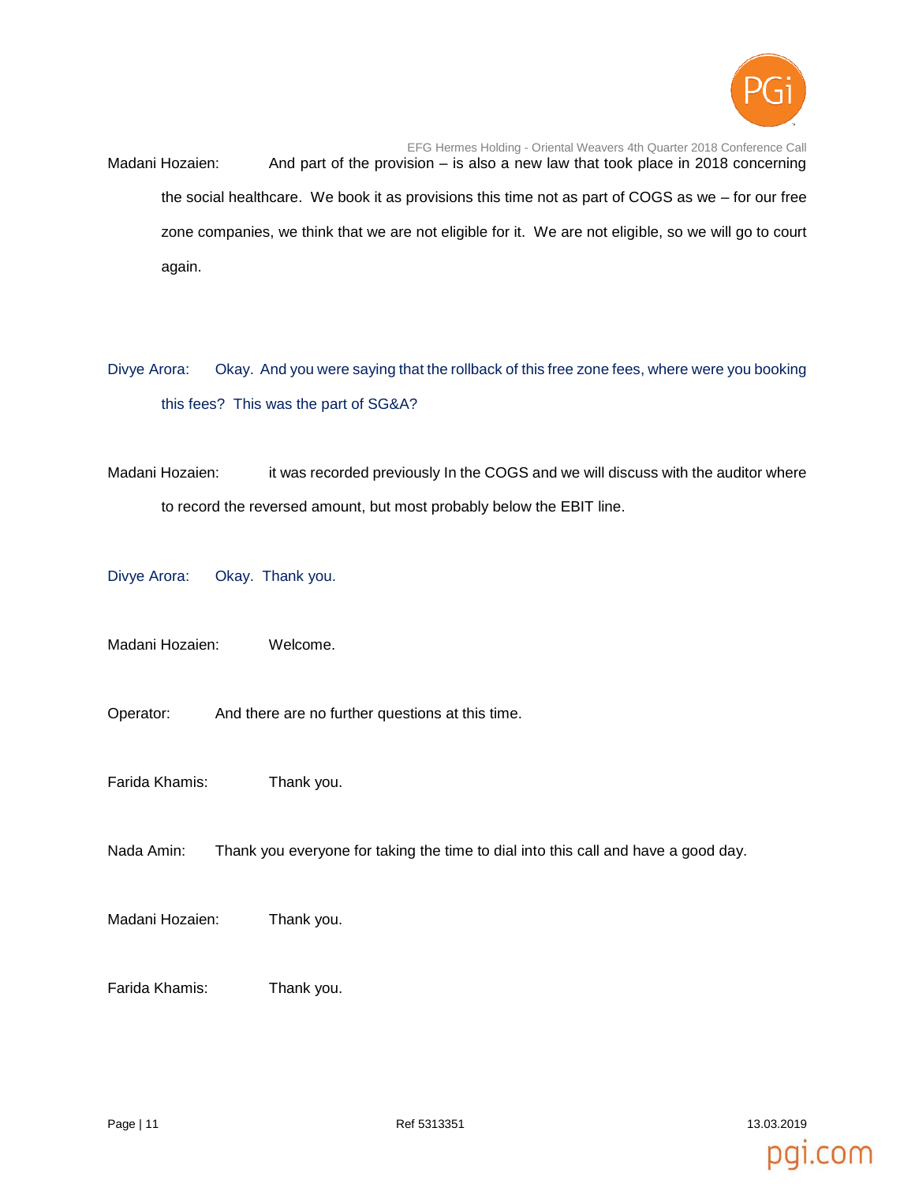Madani Hozaien: And part of the provision – is also a new law that took place in 2018 concerning the social healthcare. We book it as provisions this time not as part of COGS as we – for our free zone companies, we think that we are not eligible for it. We are not eligible, so we will go to court again.

Divye Arora: Okay. And you were saying that the rollback of this free zone fees, where were you booking this fees? This was the part of SG&A?

Madani Hozaien: it was recorded previously In the COGS and we will discuss with the auditor where to record the reversed amount, but most probably below the EBIT line.

Divye Arora: Okay. Thank you.

Madani Hozaien: Welcome.

Operator: And there are no further questions at this time.

Farida Khamis: Thank you.

Nada Amin: Thank you everyone for taking the time to dial into this call and have a good day.

Madani Hozaien: Thank you.

Farida Khamis: Thank you.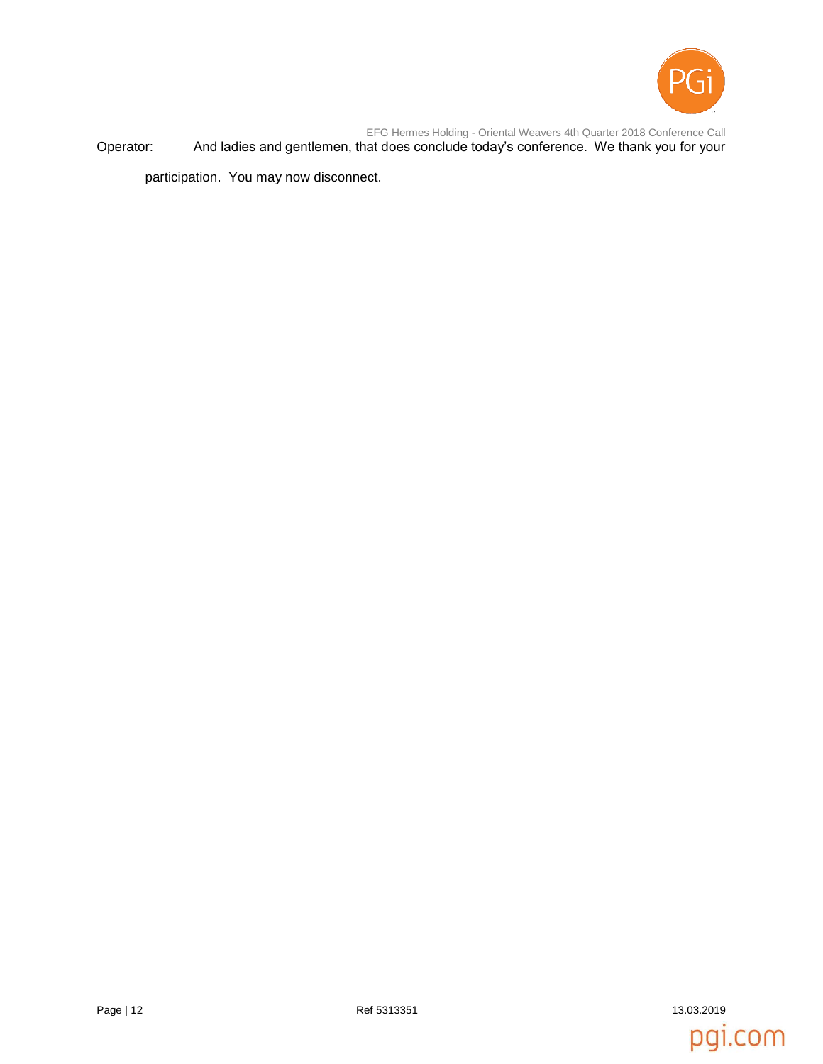Operator: And ladies and gentlemen, that does conclude today's conference. We thank you for your participation. You may now disconnect.